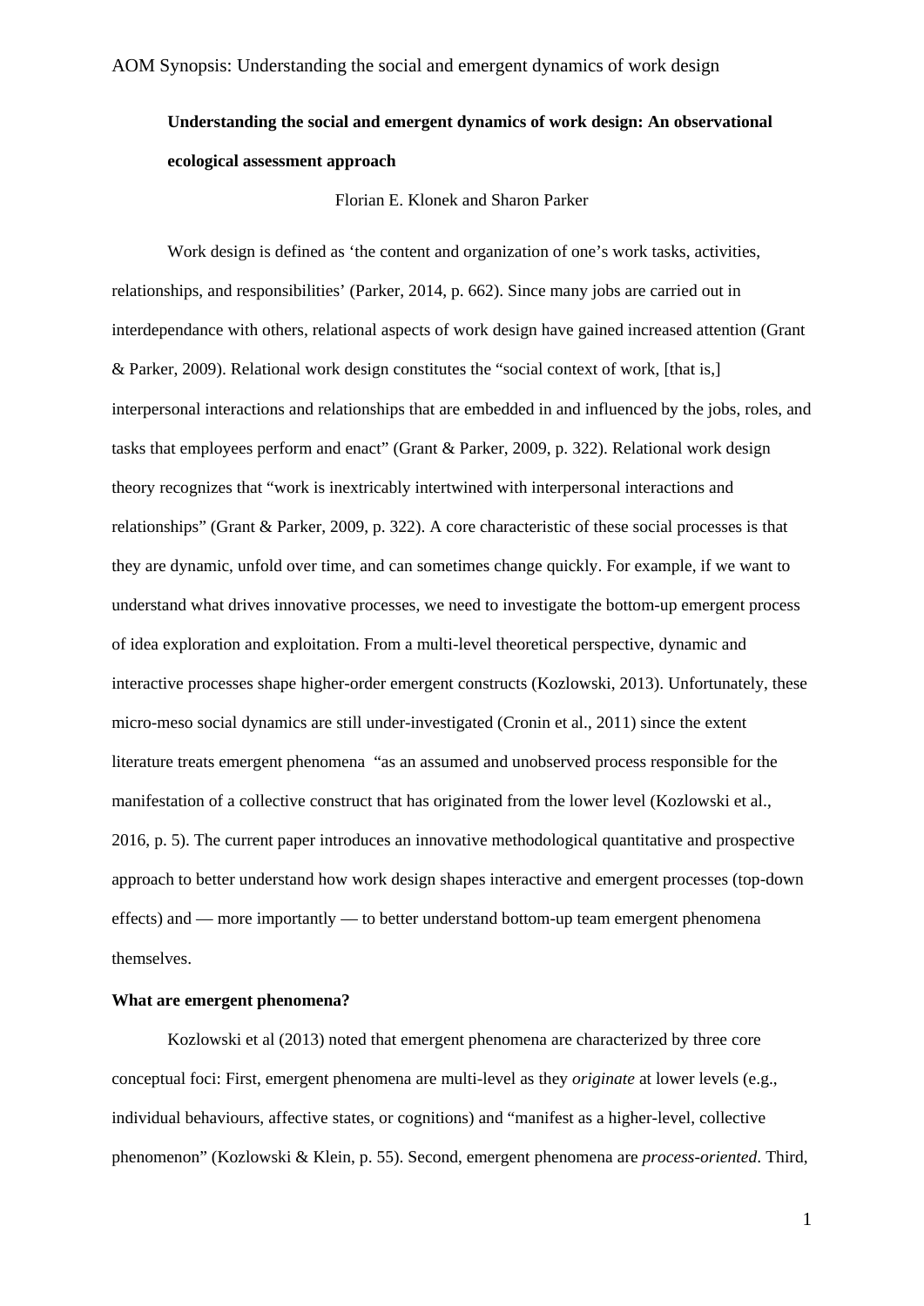**Understanding the social and emergent dynamics of work design: An observational ecological assessment approach**

Florian E. Klonek and Sharon Parker

Work design is defined as 'the content and organization of one's work tasks, activities, relationships, and responsibilities' (Parker, 2014, p. 662). Since many jobs are carried out in interdependance with others, relational aspects of work design have gained increased attention (Grant & Parker, 2009). Relational work design constitutes the "social context of work, [that is,] interpersonal interactions and relationships that are embedded in and influenced by the jobs, roles, and tasks that employees perform and enact" (Grant & Parker, 2009, p. 322). Relational work design theory recognizes that "work is inextricably intertwined with interpersonal interactions and relationships" (Grant & Parker, 2009, p. 322). A core characteristic of these social processes is that they are dynamic, unfold over time, and can sometimes change quickly. For example, if we want to understand what drives innovative processes, we need to investigate the bottom-up emergent process of idea exploration and exploitation. From a multi-level theoretical perspective, dynamic and interactive processes shape higher-order emergent constructs (Kozlowski, 2013). Unfortunately, these micro-meso social dynamics are still under-investigated (Cronin et al., 2011) since the extent literature treats emergent phenomena "as an assumed and unobserved process responsible for the manifestation of a collective construct that has originated from the lower level (Kozlowski et al., 2016, p. 5). The current paper introduces an innovative methodological quantitative and prospective approach to better understand how work design shapes interactive and emergent processes (top-down effects) and — more importantly — to better understand bottom-up team emergent phenomena themselves.

**What are emergent phenomena?**

Kozlowski et al (2013) noted that emergent phenomena are characterized by three core conceptual foci: First, emergent phenomena are multi-level as they *originate* at lower levels (e.g., individual behaviours, affective states, or cognitions) and "manifest as a higher-level, collective phenomenon" (Kozlowski & Klein, p. 55). Second, emergent phenomena are *process-oriented*. Third,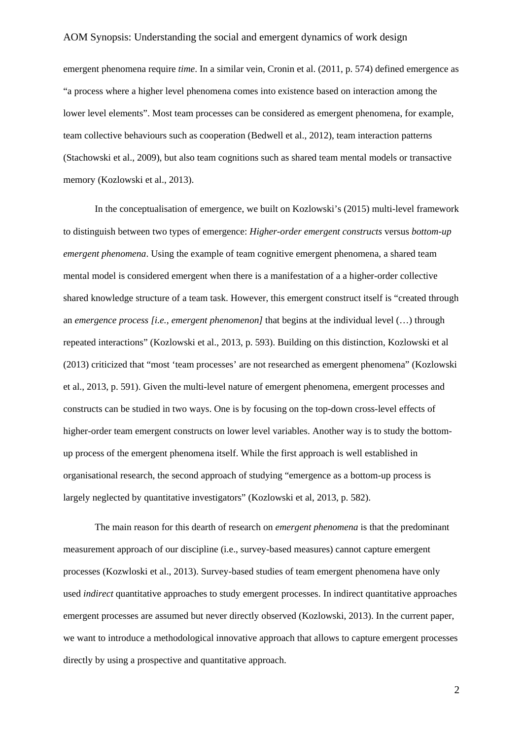emergent phenomena require *time*. In a similar vein, Cronin et al. (2011, p. 574) defined emergence as "a process where a higher level phenomena comes into existence based on interaction among the lower level elements". Most team processes can be considered as emergent phenomena, for example, team collective behaviours such as cooperation (Bedwell et al., 2012), team interaction patterns (Stachowski et al., 2009), but also team cognitions such as shared team mental models or transactive memory (Kozlowski et al., 2013).

In the conceptualisation of emergence, we built on Kozlowski's (2015) multi-level framework to distinguish between two types of emergence: *Higher-order emergent constructs* versus *bottom-up emergent phenomena*. Using the example of team cognitive emergent phenomena, a shared team mental model is considered emergent when there is a manifestation of a a higher-order collective shared knowledge structure of a team task. However, this emergent construct itself is "created through an *emergence process [i.e., emergent phenomenon]* that begins at the individual level (…) through repeated interactions" (Kozlowski et al., 2013, p. 593). Building on this distinction, Kozlowski et al (2013) criticized that "most 'team processes' are not researched as emergent phenomena" (Kozlowski et al., 2013, p. 591). Given the multi-level nature of emergent phenomena, emergent processes and constructs can be studied in two ways. One is by focusing on the top-down cross-level effects of higher-order team emergent constructs on lower level variables. Another way is to study the bottom-up process of the emergent phenomena itself. While the first approach is well established in organisational research, the second approach of studying "emergence as a bottom-up process is largely neglected by quantitative investigators" (Kozlowski et al, 2013, p. 582).

The main reason for this dearth of research on *emergent phenomena* is that the predominant measurement approach of our discipline (i.e., survey-based measures) cannot capture emergent processes (Kozwloski et al., 2013). Survey-based studies of team emergent phenomena have only used *indirect* quantitative approaches to study emergent processes. In indirect quantitative approaches emergent processes are assumed but never directly observed (Kozlowski, 2013). In the current paper, we want to introduce a methodological innovative approach that allows to capture emergent processes directly by using a prospective and quantitative approach.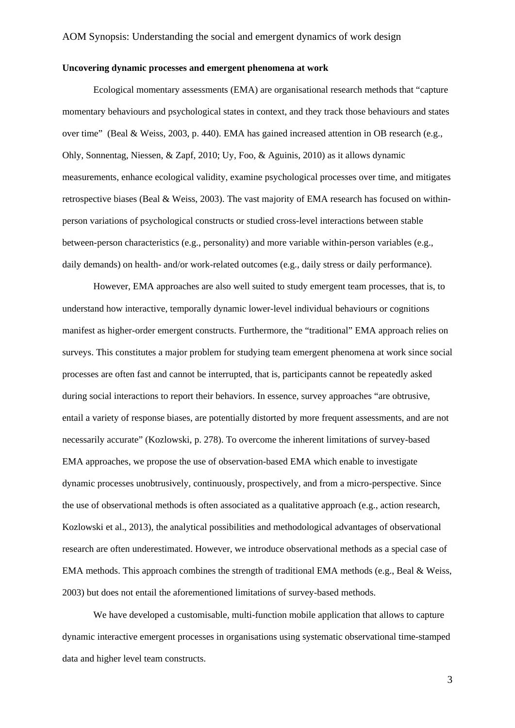**Uncovering dynamic processes and emergent phenomena at work**

Ecological momentary assessments (EMA) are organisational research methods that "capture momentary behaviours and psychological states in context, and they track those behaviours and states over time" (Beal & Weiss, 2003, p. 440). EMA has gained increased attention in OB research (e.g., Ohly, Sonnentag, Niessen, & Zapf, 2010; Uy, Foo, & Aguinis, 2010) as it allows dynamic measurements, enhance ecological validity, examine psychological processes over time, and mitigates retrospective biases (Beal & Weiss, 2003). The vast majority of EMA research has focused on within-person variations of psychological constructs or studied cross-level interactions between stable between-person characteristics (e.g., personality) and more variable within-person variables (e.g., daily demands) on health- and/or work-related outcomes (e.g., daily stress or daily performance).

However, EMA approaches are also well suited to study emergent team processes, that is, to understand how interactive, temporally dynamic lower-level individual behaviours or cognitions manifest as higher-order emergent constructs. Furthermore, the "traditional" EMA approach relies on surveys. This constitutes a major problem for studying team emergent phenomena at work since social processes are often fast and cannot be interrupted, that is, participants cannot be repeatedly asked during social interactions to report their behaviors. In essence, survey approaches "are obtrusive, entail a variety of response biases, are potentially distorted by more frequent assessments, and are not necessarily accurate" (Kozlowski, p. 278). To overcome the inherent limitations of survey-based EMA approaches, we propose the use of observation-based EMA which enable to investigate dynamic processes unobtrusively, continuously, prospectively, and from a micro-perspective. Since the use of observational methods is often associated as a qualitative approach (e.g., action research, Kozlowski et al., 2013), the analytical possibilities and methodological advantages of observational research are often underestimated. However, we introduce observational methods as a special case of EMA methods. This approach combines the strength of traditional EMA methods (e.g., Beal & Weiss, 2003) but does not entail the aforementioned limitations of survey-based methods.

We have developed a customisable, multi-function mobile application that allows to capture dynamic interactive emergent processes in organisations using systematic observational time-stamped data and higher level team constructs.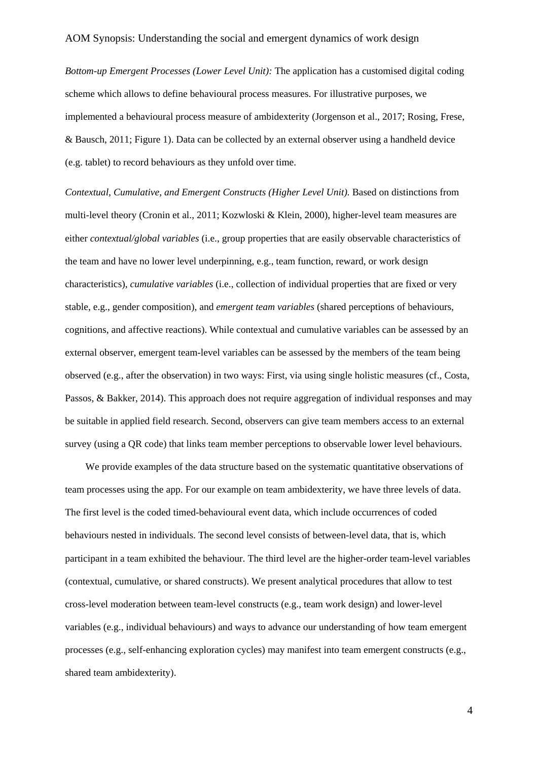*Bottom-up Emergent Processes (Lower Level Unit):* The application has a customised digital coding scheme which allows to define behavioural process measures. For illustrative purposes, we implemented a behavioural process measure of ambidexterity (Jorgenson et al., 2017; Rosing, Frese, & Bausch, 2011; Figure 1). Data can be collected by an external observer using a handheld device (e.g. tablet) to record behaviours as they unfold over time.

*Contextual, Cumulative, and Emergent Constructs (Higher Level Unit).* Based on distinctions from multi-level theory (Cronin et al., 2011; Kozwloski & Klein, 2000), higher-level team measures are either *contextual/global variables* (i.e., group properties that are easily observable characteristics of the team and have no lower level underpinning, e.g., team function, reward, or work design characteristics), *cumulative variables* (i.e., collection of individual properties that are fixed or very stable, e.g., gender composition), and *emergent team variables* (shared perceptions of behaviours, cognitions, and affective reactions). While contextual and cumulative variables can be assessed by an external observer, emergent team-level variables can be assessed by the members of the team being observed (e.g., after the observation) in two ways: First, via using single holistic measures (cf., Costa, Passos, & Bakker, 2014). This approach does not require aggregation of individual responses and may be suitable in applied field research. Second, observers can give team members access to an external survey (using a QR code) that links team member perceptions to observable lower level behaviours.

We provide examples of the data structure based on the systematic quantitative observations of team processes using the app. For our example on team ambidexterity, we have three levels of data. The first level is the coded timed-behavioural event data, which include occurrences of coded behaviours nested in individuals. The second level consists of between-level data, that is, which participant in a team exhibited the behaviour. The third level are the higher-order team-level variables (contextual, cumulative, or shared constructs). We present analytical procedures that allow to test cross-level moderation between team-level constructs (e.g., team work design) and lower-level variables (e.g., individual behaviours) and ways to advance our understanding of how team emergent processes (e.g., self-enhancing exploration cycles) may manifest into team emergent constructs (e.g., shared team ambidexterity).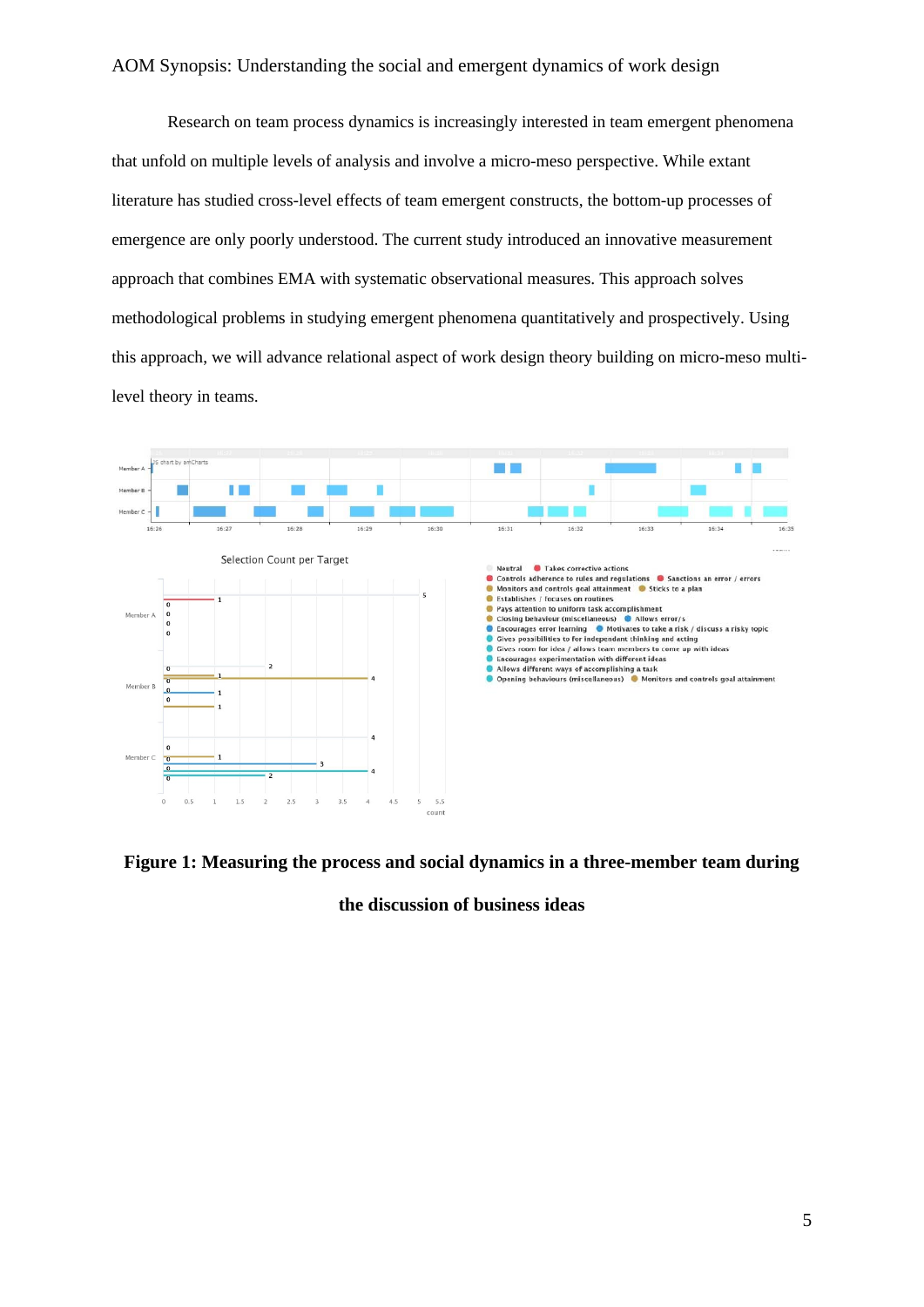Research on team process dynamics is increasingly interested in team emergent phenomena that unfold on multiple levels of analysis and involve a micro-meso perspective. While extant literature has studied cross-level effects of team emergent constructs, the bottom-up processes of emergence are only poorly understood. The current study introduced an innovative measurement approach that combines EMA with systematic observational measures. This approach solves methodological problems in studying emergent phenomena quantitatively and prospectively. Using this approach, we will advance relational aspect of work design theory building on micro-meso multi-level theory in teams.

**Figure 1: Measuring the process and social dynamics in a three-member team during the discussion of business ideas**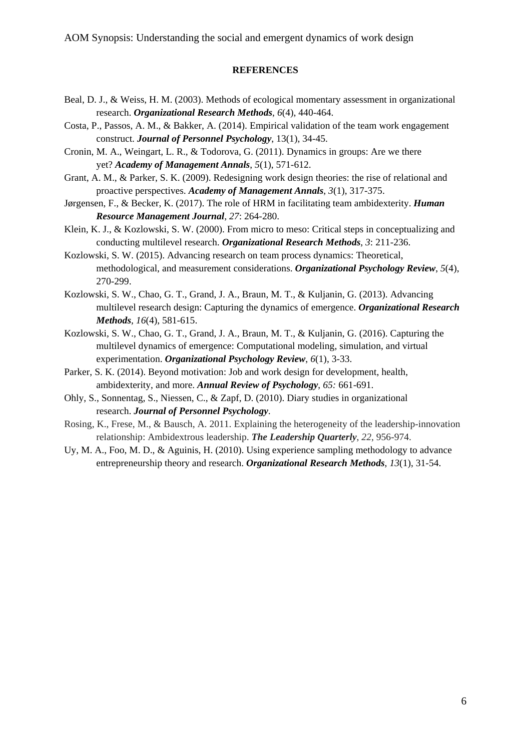**REFERENCES**

Beal, D. J., & Weiss, H. M. (2003). Methods of ecological momentary assessment in organizational research. ***Organizational Research Methods***, *6*(4), 440-464.

Costa, P., Passos, A. M., & Bakker, A. (2014). Empirical validation of the team work engagement construct. ***Journal of Personnel Psychology***, 13(1), 34-45.

Cronin, M. A., Weingart, L. R., & Todorova, G. (2011). Dynamics in groups: Are we there yet? ***Academy of Management Annals***, *5*(1), 571-612.

Grant, A. M., & Parker, S. K. (2009). Redesigning work design theories: the rise of relational and proactive perspectives. ***Academy of Management Annals***, *3*(1), 317-375.

Jørgensen, F., & Becker, K. (2017). The role of HRM in facilitating team ambidexterity. ***Human Resource Management Journal***, *27*: 264-280.

Klein, K. J., & Kozlowski, S. W. (2000). From micro to meso: Critical steps in conceptualizing and conducting multilevel research. ***Organizational Research Methods***, *3*: 211-236.

Kozlowski, S. W. (2015). Advancing research on team process dynamics: Theoretical, methodological, and measurement considerations. ***Organizational Psychology Review***, *5*(4), 270-299.

Kozlowski, S. W., Chao, G. T., Grand, J. A., Braun, M. T., & Kuljanin, G. (2013). Advancing multilevel research design: Capturing the dynamics of emergence. ***Organizational Research Methods***, *16*(4), 581-615.

Kozlowski, S. W., Chao, G. T., Grand, J. A., Braun, M. T., & Kuljanin, G. (2016). Capturing the multilevel dynamics of emergence: Computational modeling, simulation, and virtual experimentation. ***Organizational Psychology Review***, *6*(1), 3-33.

Parker, S. K. (2014). Beyond motivation: Job and work design for development, health, ambidexterity, and more. ***Annual Review of Psychology***, *65:* 661-691.

Ohly, S., Sonnentag, S., Niessen, C., & Zapf, D. (2010). Diary studies in organizational research. ***Journal of Personnel Psychology***.

Rosing, K., Frese, M., & Bausch, A. 2011. Explaining the heterogeneity of the leadership-innovation relationship: Ambidextrous leadership. ***The Leadership Quarterly***, *22*, 956-974.

Uy, M. A., Foo, M. D., & Aguinis, H. (2010). Using experience sampling methodology to advance entrepreneurship theory and research. ***Organizational Research Methods***, *13*(1), 31-54.